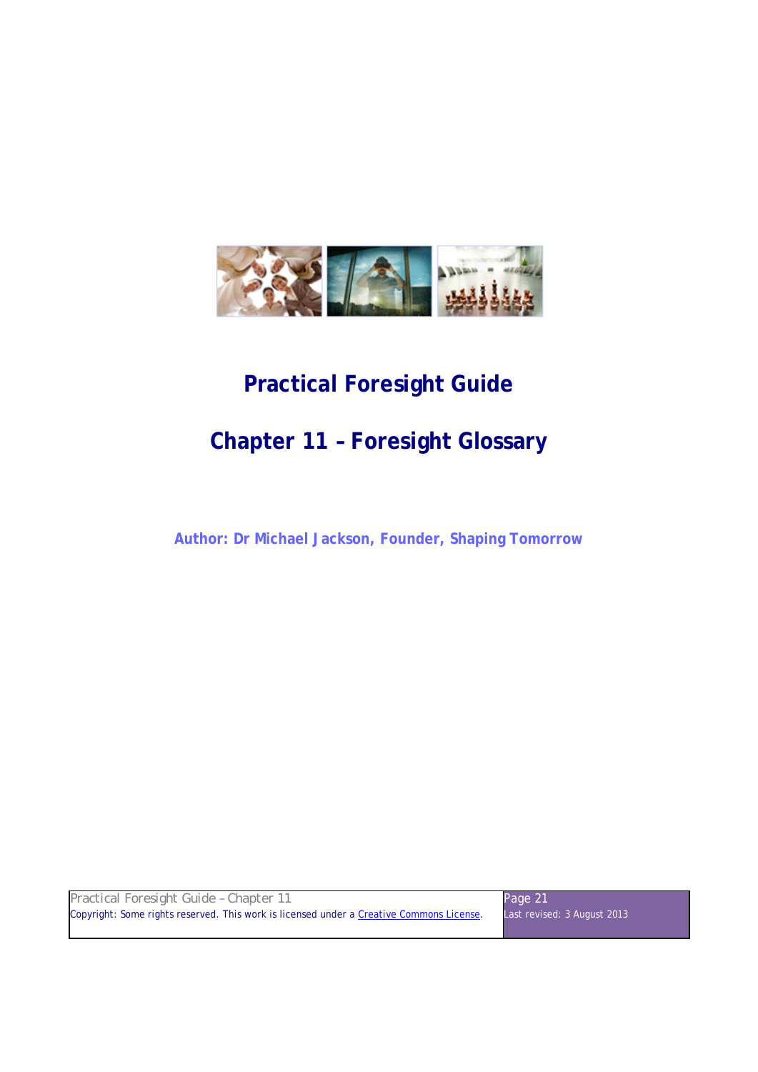# Practical Foresight Guide

## Chapter 11 – Foresight Glossary

**Author: Dr Michael Jackson, Founder, Shaping Tomorrow**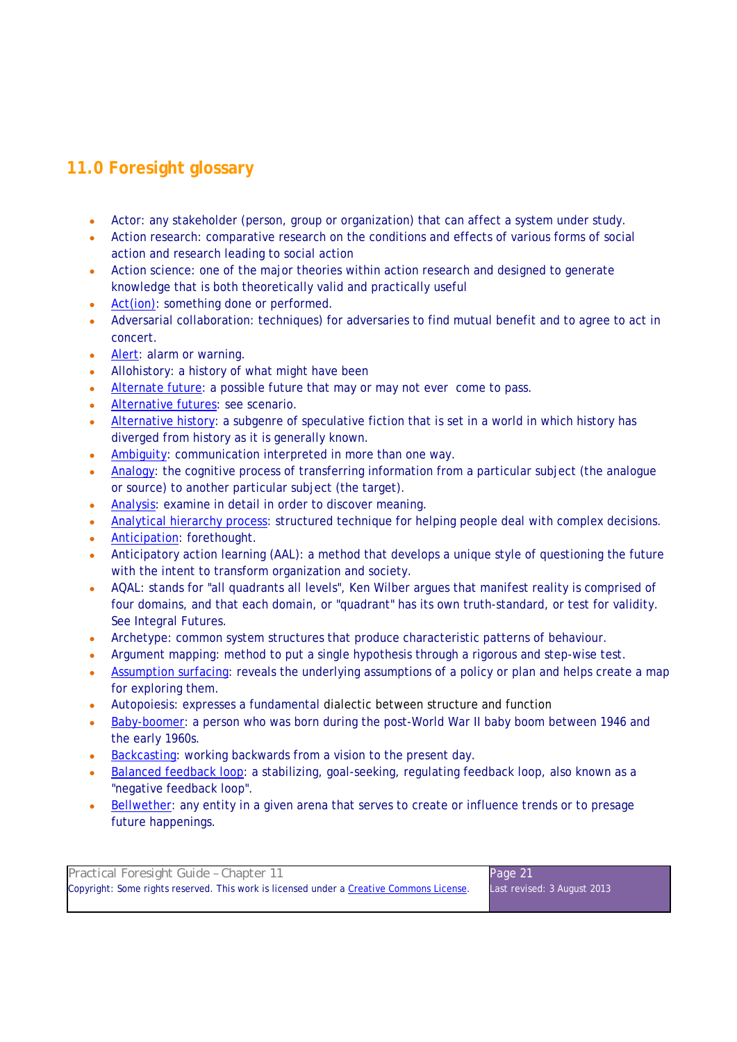## 11.0 Foresight glossary

- Actor: any stakeholder (person, group or organization) that can affect a system under study.
- Action research: comparative research on the conditions and effects of various forms of social action and research leading to social action
- Action science: one of the major theories within action research and designed to generate knowledge that is both theoretically valid and practically useful
- Act(ion): something done or performed.
- Adversarial collaboration: techniques) for adversaries to find mutual benefit and to agree to act in concert.
- Alert: alarm or warning.
- Allohistory: a history of what might have been
- Alternate future: a possible future that may or may not ever come to pass.
- Alternative futures: see scenario.
- Alternative history: a subgenre of speculative fiction that is set in a world in which history has diverged from history as it is generally known.
- Ambiguity: communication interpreted in more than one way.
- Analogy: the cognitive process of transferring information from a particular subject (the analogue or source) to another particular subject (the target).
- Analysis: examine in detail in order to discover meaning.
- Analytical hierarchy process: structured technique for helping people deal with complex decisions.
- Anticipation: forethought.
- Anticipatory action learning (AAL): a method that develops a unique style of questioning the future with the intent to transform organization and society.
- AQAL: stands for "all quadrants all levels", Ken Wilber argues that manifest reality is comprised of four domains, and that each domain, or "quadrant" has its own truth-standard, or test for validity. See Integral Futures.
- Archetype: common system structures that produce characteristic patterns of behaviour.
- Argument mapping: method to put a single hypothesis through a rigorous and step-wise test.
- Assumption surfacing: reveals the underlying assumptions of a policy or plan and helps create a map for exploring them.
- Autopoiesis: expresses a fundamental dialectic between structure and function
- Baby-boomer: a person who was born during the post-World War II baby boom between 1946 and the early 1960s.
- Backcasting: working backwards from a vision to the present day.
- Balanced feedback loop: a stabilizing, goal-seeking, regulating feedback loop, also known as a "negative feedback loop".
- Bellwether: any entity in a given arena that serves to create or influence trends or to presage future happenings.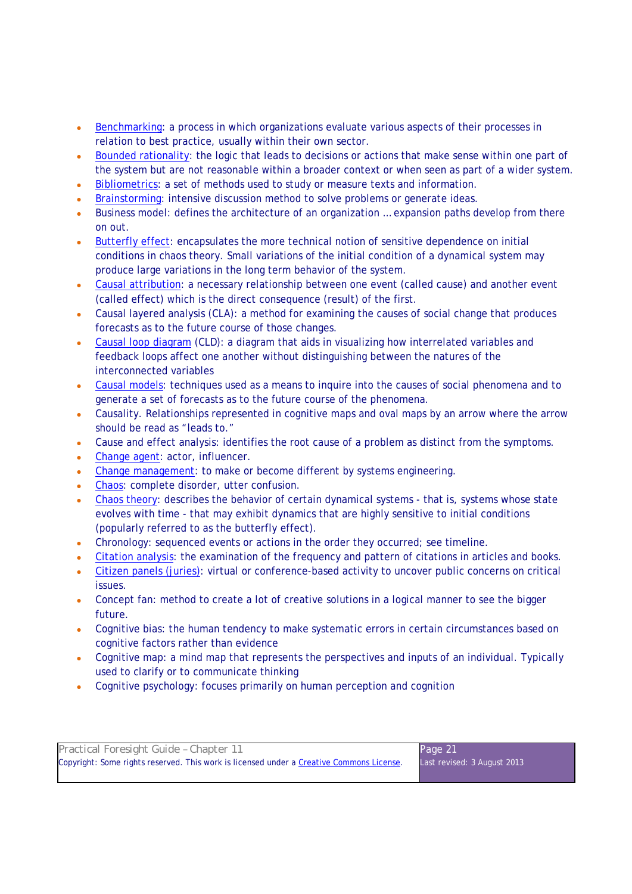- Benchmarking: a process in which organizations evaluate various aspects of their processes in relation to best practice, usually within their own sector.
- Bounded rationality: the logic that leads to decisions or actions that make sense within one part of the system but are not reasonable within a broader context or when seen as part of a wider system.
- Bibliometrics: a set of methods used to study or measure texts and information.
- Brainstorming: intensive discussion method to solve problems or generate ideas.
- Business model: defines the architecture of an organization … expansion paths develop from there on out.
- Butterfly effect: encapsulates the more technical notion of sensitive dependence on initial conditions in chaos theory. Small variations of the initial condition of a dynamical system may produce large variations in the long term behavior of the system.
- Causal attribution: a necessary relationship between one event (called cause) and another event (called effect) which is the direct consequence (result) of the first.
- Causal layered analysis (CLA): a method for examining the causes of social change that produces forecasts as to the future course of those changes.
- Causal loop diagram (CLD): a diagram that aids in visualizing how interrelated variables and feedback loops affect one another without distinguishing between the natures of the interconnected variables
- Causal models: techniques used as a means to inquire into the causes of social phenomena and to generate a set of forecasts as to the future course of the phenomena.
- Causality. Relationships represented in cognitive maps and oval maps by an arrow where the arrow should be read as "leads to."
- Cause and effect analysis: identifies the root cause of a problem as distinct from the symptoms.
- Change agent: actor, influencer.
- Change management: to make or become different by systems engineering.
- Chaos: complete disorder, utter confusion.
- Chaos theory: describes the behavior of certain dynamical systems - that is, systems whose state evolves with time - that may exhibit dynamics that are highly sensitive to initial conditions (popularly referred to as the butterfly effect).
- Chronology: sequenced events or actions in the order they occurred; see timeline.
- Citation analysis: the examination of the frequency and pattern of citations in articles and books.
- Citizen panels (juries): virtual or conference-based activity to uncover public concerns on critical issues.
- Concept fan: method to create a lot of creative solutions in a logical manner to see the bigger future.
- Cognitive bias: the human tendency to make systematic errors in certain circumstances based on cognitive factors rather than evidence
- Cognitive map: a mind map that represents the perspectives and inputs of an individual. Typically used to clarify or to communicate thinking
- Cognitive psychology: focuses primarily on human perception and cognition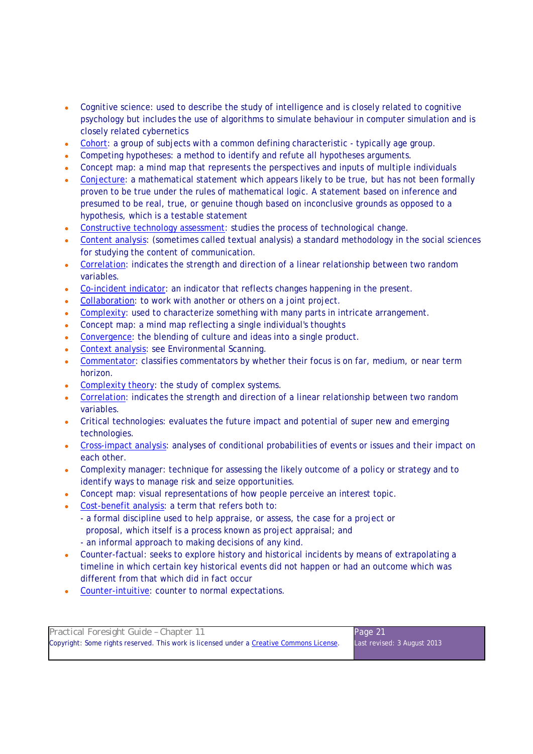- Cognitive science: used to describe the study of intelligence and is closely related to cognitive psychology but includes the use of algorithms to simulate behaviour in computer simulation and is closely related cybernetics
- Cohort: a group of subjects with a common defining characteristic - typically age group.
- Competing hypotheses: a method to identify and refute all hypotheses arguments.
- Concept map: a mind map that represents the perspectives and inputs of multiple individuals
- Conjecture: a mathematical statement which appears likely to be true, but has not been formally proven to be true under the rules of mathematical logic. A statement based on inference and presumed to be real, true, or genuine though based on inconclusive grounds as opposed to a hypothesis, which is a testable statement
- Constructive technology assessment: studies the process of technological change.
- Content analysis: (sometimes called textual analysis) a standard methodology in the social sciences for studying the content of communication.
- Correlation: indicates the strength and direction of a linear relationship between two random variables.
- Co-incident indicator: an indicator that reflects changes happening in the present.
- Collaboration: to work with another or others on a joint project.
- Complexity: used to characterize something with many parts in intricate arrangement.
- Concept map: a mind map reflecting a single individual's thoughts
- Convergence: the blending of culture and ideas into a single product.
- Context analysis: see Environmental Scanning.
- Commentator: classifies commentators by whether their focus is on far, medium, or near term horizon.
- Complexity theory: the study of complex systems.
- Correlation: indicates the strength and direction of a linear relationship between two random variables.
- Critical technologies: evaluates the future impact and potential of super new and emerging technologies.
- Cross-impact analysis: analyses of conditional probabilities of events or issues and their impact on each other.
- Complexity manager: technique for assessing the likely outcome of a policy or strategy and to identify ways to manage risk and seize opportunities.
- Concept map: visual representations of how people perceive an interest topic.
- Cost-benefit analysis: a term that refers both to:
  - a formal discipline used to help appraise, or assess, the case for a project or proposal, which itself is a process known as project appraisal; and
  - an informal approach to making decisions of any kind.
- Counter-factual: seeks to explore history and historical incidents by means of extrapolating a timeline in which certain key historical events did not happen or had an outcome which was different from that which did in fact occur
- Counter-intuitive: counter to normal expectations.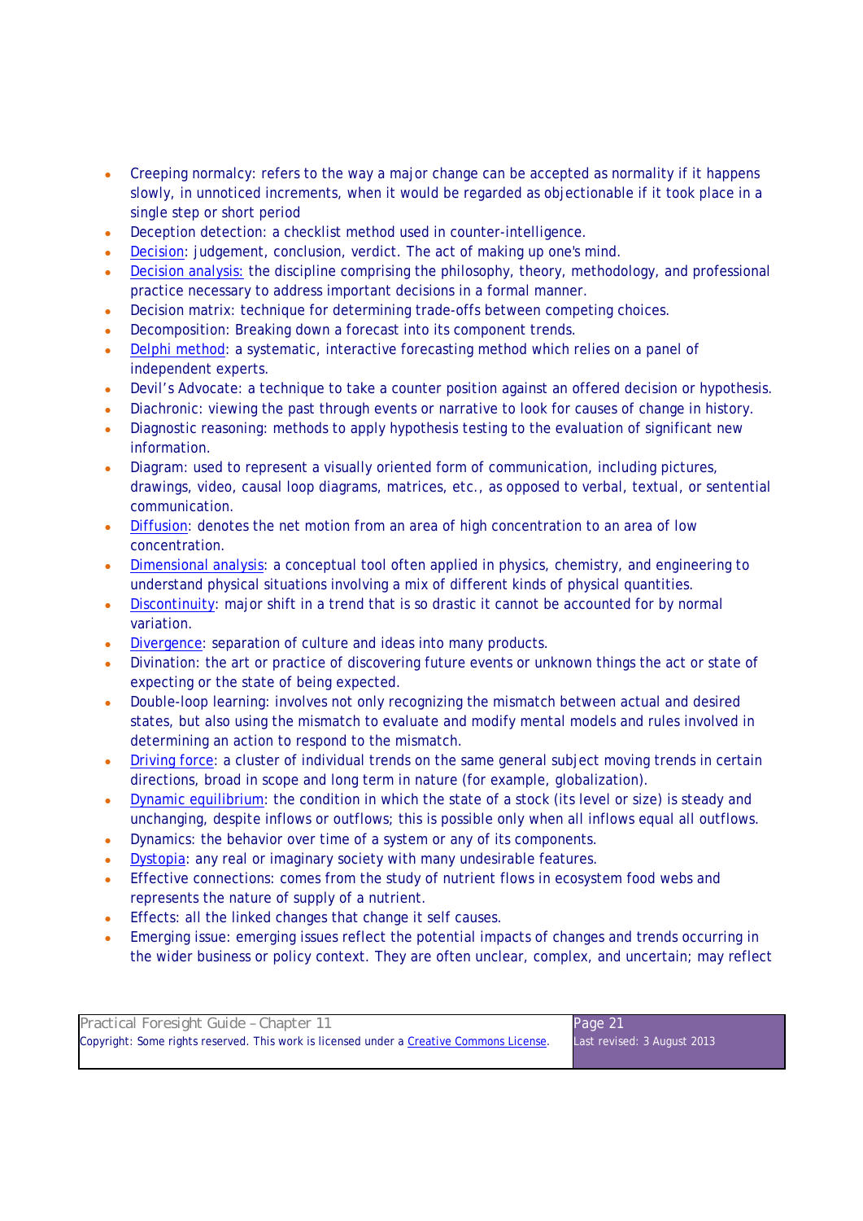- Creeping normalcy: refers to the way a major change can be accepted as normality if it happens slowly, in unnoticed increments, when it would be regarded as objectionable if it took place in a single step or short period
- Deception detection: a checklist method used in counter-intelligence.
- Decision: judgement, conclusion, verdict. The act of making up one's mind.
- Decision analysis: the discipline comprising the philosophy, theory, methodology, and professional practice necessary to address important decisions in a formal manner.
- Decision matrix: technique for determining trade-offs between competing choices.
- Decomposition: Breaking down a forecast into its component trends.
- Delphi method: a systematic, interactive forecasting method which relies on a panel of independent experts.
- Devil's Advocate: a technique to take a counter position against an offered decision or hypothesis.
- Diachronic: viewing the past through events or narrative to look for causes of change in history.
- Diagnostic reasoning: methods to apply hypothesis testing to the evaluation of significant new information.
- Diagram: used to represent a visually oriented form of communication, including pictures, drawings, video, causal loop diagrams, matrices, etc., as opposed to verbal, textual, or sentential communication.
- Diffusion: denotes the net motion from an area of high concentration to an area of low concentration.
- Dimensional analysis: a conceptual tool often applied in physics, chemistry, and engineering to understand physical situations involving a mix of different kinds of physical quantities.
- Discontinuity: major shift in a trend that is so drastic it cannot be accounted for by normal variation.
- Divergence: separation of culture and ideas into many products.
- Divination: the art or practice of discovering future events or unknown things the act or state of expecting or the state of being expected.
- Double-loop learning: involves not only recognizing the mismatch between actual and desired states, but also using the mismatch to evaluate and modify mental models and rules involved in determining an action to respond to the mismatch.
- Driving force: a cluster of individual trends on the same general subject moving trends in certain directions, broad in scope and long term in nature (for example, globalization).
- Dynamic equilibrium: the condition in which the state of a stock (its level or size) is steady and unchanging, despite inflows or outflows; this is possible only when all inflows equal all outflows.
- Dynamics: the behavior over time of a system or any of its components.
- Dystopia: any real or imaginary society with many undesirable features.
- Effective connections: comes from the study of nutrient flows in ecosystem food webs and represents the nature of supply of a nutrient.
- Effects: all the linked changes that change it self causes.
- Emerging issue: emerging issues reflect the potential impacts of changes and trends occurring in the wider business or policy context. They are often unclear, complex, and uncertain; may reflect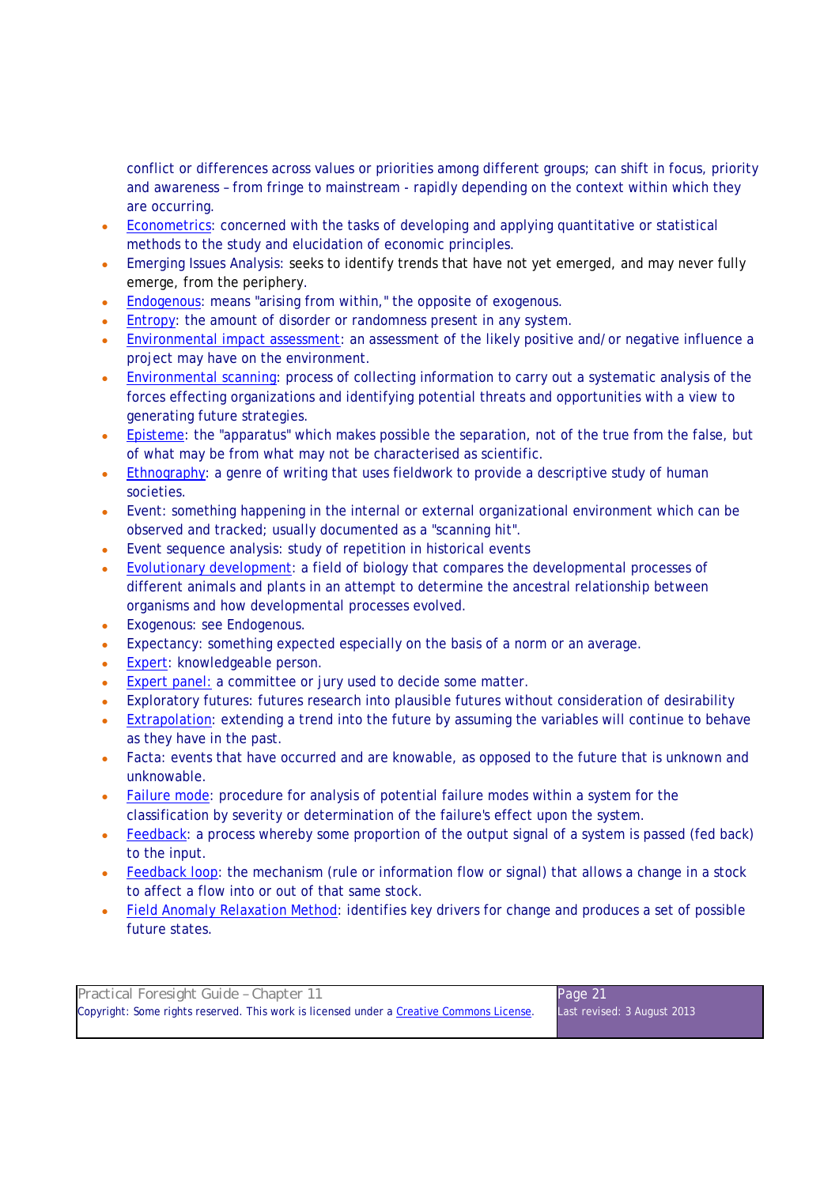conflict or differences across values or priorities among different groups; can shift in focus, priority and awareness – from fringe to mainstream - rapidly depending on the context within which they are occurring.

- Econometrics: concerned with the tasks of developing and applying quantitative or statistical methods to the study and elucidation of economic principles.
- Emerging Issues Analysis: seeks to identify trends that have not yet emerged, and may never fully emerge, from the periphery.
- Endogenous: means "arising from within," the opposite of exogenous.
- Entropy: the amount of disorder or randomness present in any system.
- Environmental impact assessment: an assessment of the likely positive and/or negative influence a project may have on the environment.
- Environmental scanning: process of collecting information to carry out a systematic analysis of the forces effecting organizations and identifying potential threats and opportunities with a view to generating future strategies.
- Episteme: the "apparatus" which makes possible the separation, not of the true from the false, but of what may be from what may not be characterised as scientific.
- Ethnography: a genre of writing that uses fieldwork to provide a descriptive study of human societies.
- Event: something happening in the internal or external organizational environment which can be observed and tracked; usually documented as a "scanning hit".
- Event sequence analysis: study of repetition in historical events
- Evolutionary development: a field of biology that compares the developmental processes of different animals and plants in an attempt to determine the ancestral relationship between organisms and how developmental processes evolved.
- Exogenous: see Endogenous.
- Expectancy: something expected especially on the basis of a norm or an average.
- Expert: knowledgeable person.
- Expert panel: a committee or jury used to decide some matter.
- Exploratory futures: futures research into plausible futures without consideration of desirability
- Extrapolation: extending a trend into the future by assuming the variables will continue to behave as they have in the past.
- Facta: events that have occurred and are knowable, as opposed to the future that is unknown and unknowable.
- Failure mode: procedure for analysis of potential failure modes within a system for the classification by severity or determination of the failure's effect upon the system.
- Feedback: a process whereby some proportion of the output signal of a system is passed (fed back) to the input.
- Feedback loop: the mechanism (rule or information flow or signal) that allows a change in a stock to affect a flow into or out of that same stock.
- Field Anomaly Relaxation Method: identifies key drivers for change and produces a set of possible future states.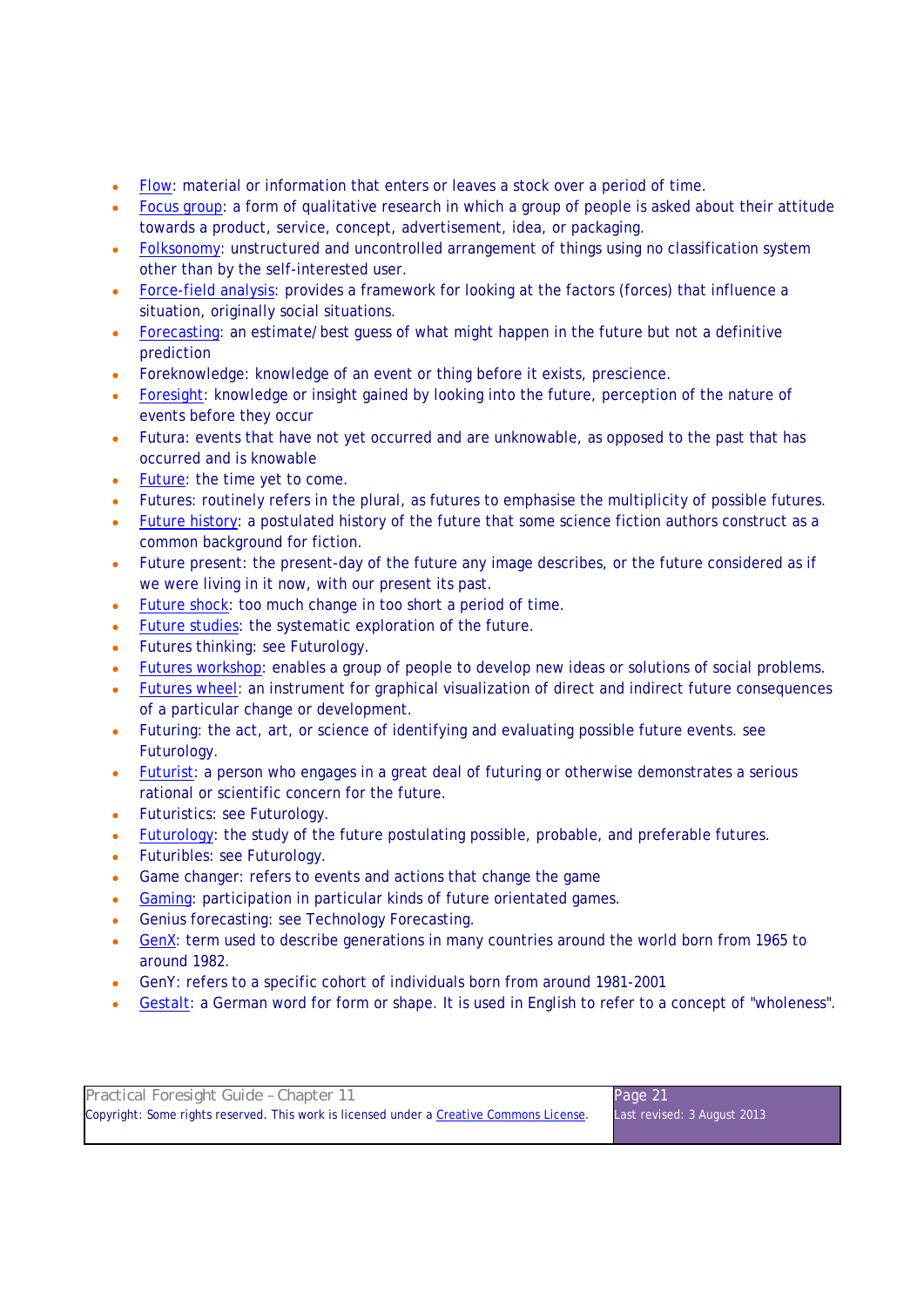- Flow: material or information that enters or leaves a stock over a period of time.
- Focus group: a form of qualitative research in which a group of people is asked about their attitude towards a product, service, concept, advertisement, idea, or packaging.
- Folksonomy: unstructured and uncontrolled arrangement of things using no classification system other than by the self-interested user.
- Force-field analysis: provides a framework for looking at the factors (forces) that influence a situation, originally social situations.
- Forecasting: an estimate/best guess of what might happen in the future but not a definitive prediction
- Foreknowledge: knowledge of an event or thing before it exists, prescience.
- Foresight: knowledge or insight gained by looking into the future, perception of the nature of events before they occur
- Futura: events that have not yet occurred and are unknowable, as opposed to the past that has occurred and is knowable
- Future: the time yet to come.
- Futures: routinely refers in the plural, as futures to emphasise the multiplicity of possible futures.
- Future history: a postulated history of the future that some science fiction authors construct as a common background for fiction.
- Future present: the present-day of the future any image describes, or the future considered as if we were living in it now, with our present its past.
- Future shock: too much change in too short a period of time.
- Future studies: the systematic exploration of the future.
- Futures thinking: see Futurology.
- Futures workshop: enables a group of people to develop new ideas or solutions of social problems.
- Futures wheel: an instrument for graphical visualization of direct and indirect future consequences of a particular change or development.
- Futuring: the act, art, or science of identifying and evaluating possible future events. see Futurology.
- Futurist: a person who engages in a great deal of futuring or otherwise demonstrates a serious rational or scientific concern for the future.
- Futuristics: see Futurology.
- Futurology: the study of the future postulating possible, probable, and preferable futures.
- Futuribles: see Futurology.
- Game changer: refers to events and actions that change the game
- Gaming: participation in particular kinds of future orientated games.
- Genius forecasting: see Technology Forecasting.
- GenX: term used to describe generations in many countries around the world born from 1965 to around 1982.
- GenY: refers to a specific cohort of individuals born from around 1981-2001
- Gestalt: a German word for form or shape. It is used in English to refer to a concept of "wholeness".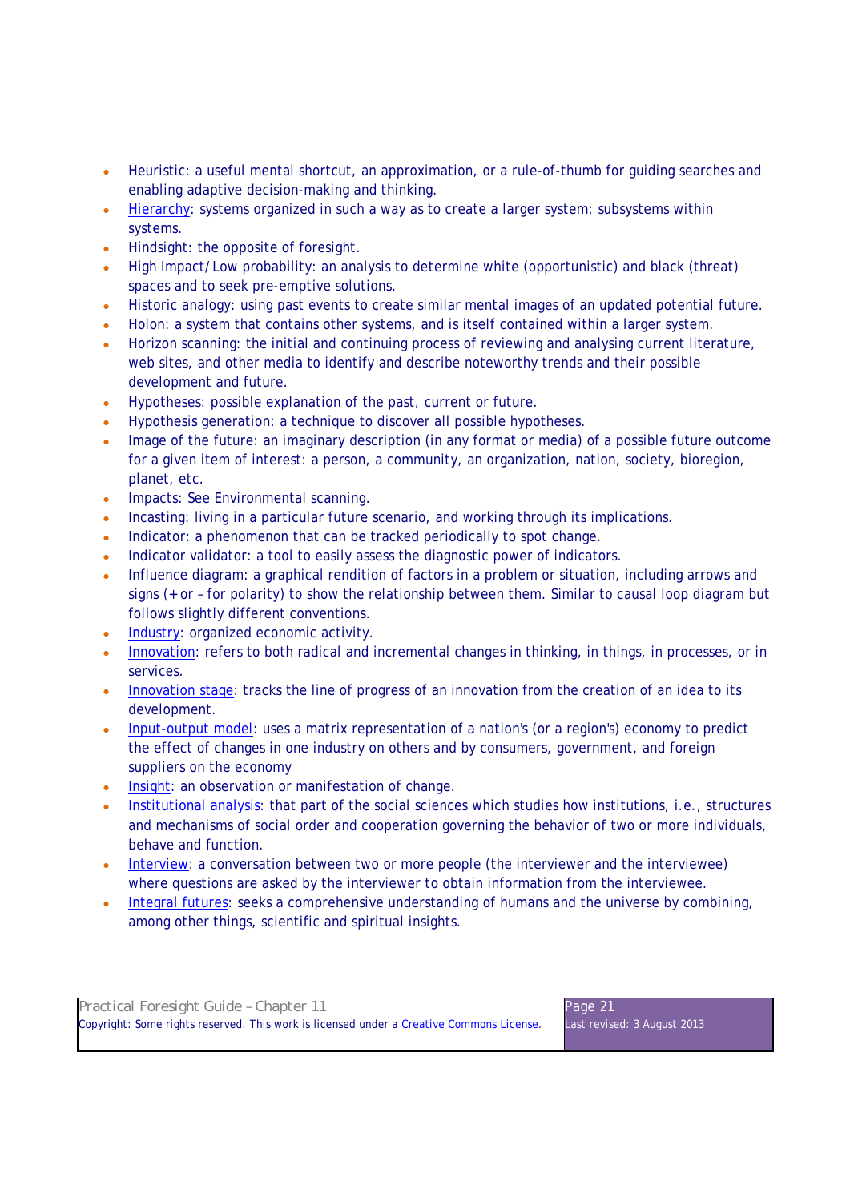- Heuristic: a useful mental shortcut, an approximation, or a rule-of-thumb for guiding searches and enabling adaptive decision-making and thinking.
- Hierarchy: systems organized in such a way as to create a larger system; subsystems within systems.
- Hindsight: the opposite of foresight.
- High Impact/Low probability: an analysis to determine white (opportunistic) and black (threat) spaces and to seek pre-emptive solutions.
- Historic analogy: using past events to create similar mental images of an updated potential future.
- Holon: a system that contains other systems, and is itself contained within a larger system.
- Horizon scanning: the initial and continuing process of reviewing and analysing current literature, web sites, and other media to identify and describe noteworthy trends and their possible development and future.
- Hypotheses: possible explanation of the past, current or future.
- Hypothesis generation: a technique to discover all possible hypotheses.
- Image of the future: an imaginary description (in any format or media) of a possible future outcome for a given item of interest: a person, a community, an organization, nation, society, bioregion, planet, etc.
- Impacts: See Environmental scanning.
- Incasting: living in a particular future scenario, and working through its implications.
- Indicator: a phenomenon that can be tracked periodically to spot change.
- Indicator validator: a tool to easily assess the diagnostic power of indicators.
- Influence diagram: a graphical rendition of factors in a problem or situation, including arrows and signs (+ or – for polarity) to show the relationship between them. Similar to causal loop diagram but follows slightly different conventions.
- Industry: organized economic activity.
- Innovation: refers to both radical and incremental changes in thinking, in things, in processes, or in services.
- Innovation stage: tracks the line of progress of an innovation from the creation of an idea to its development.
- Input-output model: uses a matrix representation of a nation's (or a region's) economy to predict the effect of changes in one industry on others and by consumers, government, and foreign suppliers on the economy
- Insight: an observation or manifestation of change.
- Institutional analysis: that part of the social sciences which studies how institutions, i.e., structures and mechanisms of social order and cooperation governing the behavior of two or more individuals, behave and function.
- Interview: a conversation between two or more people (the interviewer and the interviewee) where questions are asked by the interviewer to obtain information from the interviewee.
- Integral futures: seeks a comprehensive understanding of humans and the universe by combining, among other things, scientific and spiritual insights.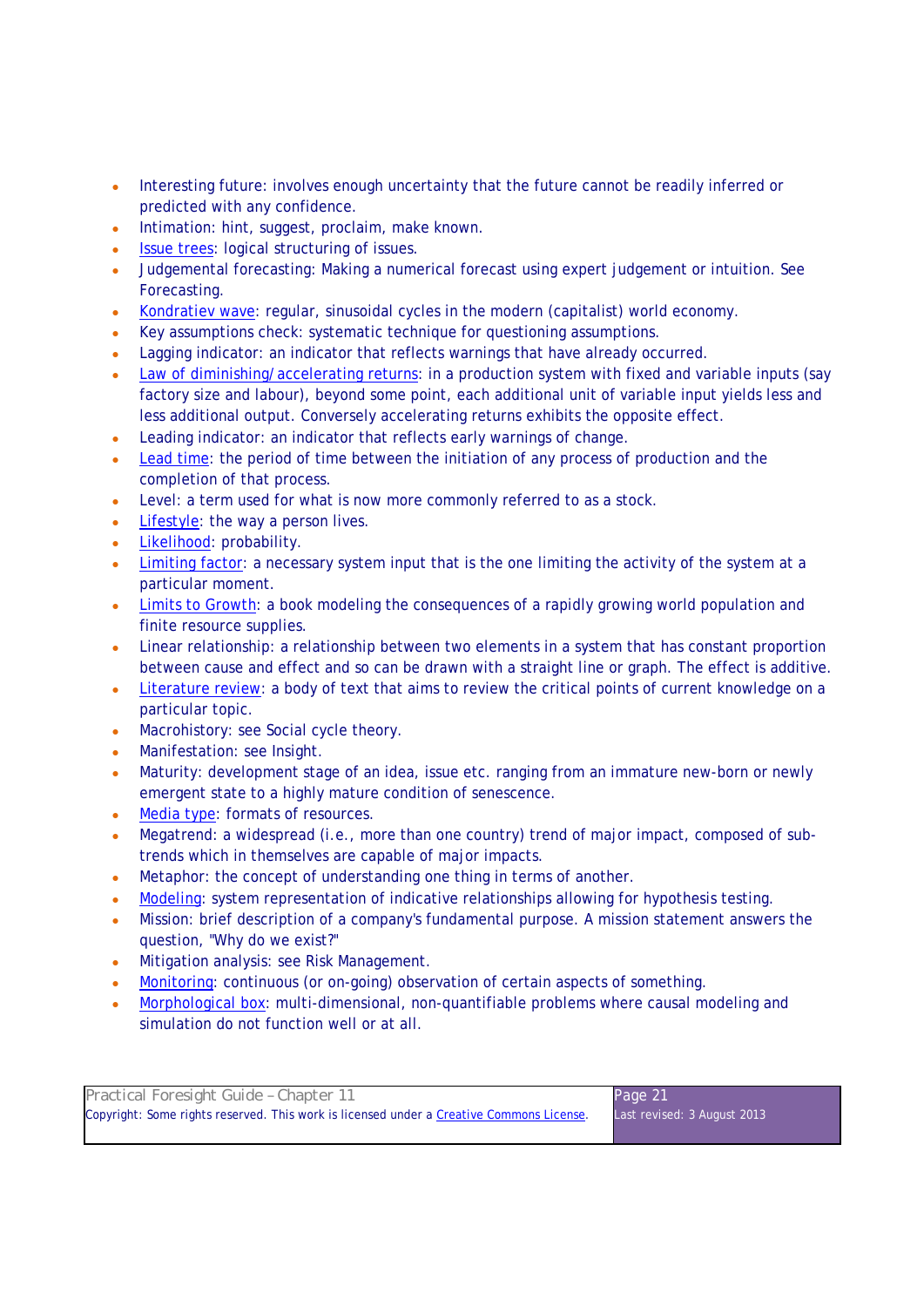- Interesting future: involves enough uncertainty that the future cannot be readily inferred or predicted with any confidence.
- Intimation: hint, suggest, proclaim, make known.
- Issue trees: logical structuring of issues.
- Judgemental forecasting: Making a numerical forecast using expert judgement or intuition. See Forecasting.
- Kondratiev wave: regular, sinusoidal cycles in the modern (capitalist) world economy.
- Key assumptions check: systematic technique for questioning assumptions.
- Lagging indicator: an indicator that reflects warnings that have already occurred.
- Law of diminishing/accelerating returns: in a production system with fixed and variable inputs (say factory size and labour), beyond some point, each additional unit of variable input yields less and less additional output. Conversely accelerating returns exhibits the opposite effect.
- Leading indicator: an indicator that reflects early warnings of change.
- Lead time: the period of time between the initiation of any process of production and the completion of that process.
- Level: a term used for what is now more commonly referred to as a stock.
- Lifestyle: the way a person lives.
- Likelihood: probability.
- Limiting factor: a necessary system input that is the one limiting the activity of the system at a particular moment.
- Limits to Growth: a book modeling the consequences of a rapidly growing world population and finite resource supplies.
- Linear relationship: a relationship between two elements in a system that has constant proportion between cause and effect and so can be drawn with a straight line or graph. The effect is additive.
- Literature review: a body of text that aims to review the critical points of current knowledge on a particular topic.
- Macrohistory: see Social cycle theory.
- Manifestation: see Insight.
- Maturity: development stage of an idea, issue etc. ranging from an immature new-born or newly emergent state to a highly mature condition of senescence.
- Media type: formats of resources.
- Megatrend: a widespread (i.e., more than one country) trend of major impact, composed of sub-trends which in themselves are capable of major impacts.
- Metaphor: the concept of understanding one thing in terms of another.
- Modeling: system representation of indicative relationships allowing for hypothesis testing.
- Mission: brief description of a company's fundamental purpose. A mission statement answers the question, "Why do we exist?"
- Mitigation analysis: see Risk Management.
- Monitoring: continuous (or on-going) observation of certain aspects of something.
- Morphological box: multi-dimensional, non-quantifiable problems where causal modeling and simulation do not function well or at all.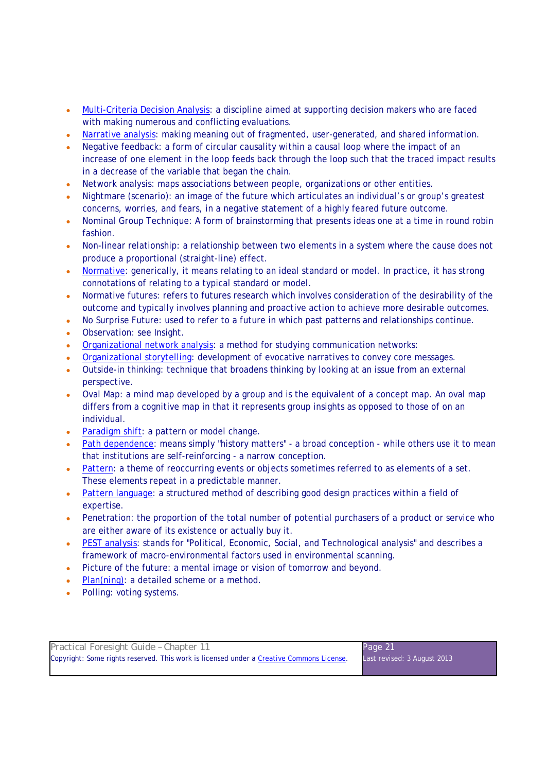- Multi-Criteria Decision Analysis: a discipline aimed at supporting decision makers who are faced with making numerous and conflicting evaluations.
- Narrative analysis: making meaning out of fragmented, user-generated, and shared information.
- Negative feedback: a form of circular causality within a causal loop where the impact of an increase of one element in the loop feeds back through the loop such that the traced impact results in a decrease of the variable that began the chain.
- Network analysis: maps associations between people, organizations or other entities.
- Nightmare (scenario): an image of the future which articulates an individual's or group's greatest concerns, worries, and fears, in a negative statement of a highly feared future outcome.
- Nominal Group Technique: A form of brainstorming that presents ideas one at a time in round robin fashion.
- Non-linear relationship: a relationship between two elements in a system where the cause does not produce a proportional (straight-line) effect.
- Normative: generically, it means relating to an ideal standard or model. In practice, it has strong connotations of relating to a typical standard or model.
- Normative futures: refers to futures research which involves consideration of the desirability of the outcome and typically involves planning and proactive action to achieve more desirable outcomes.
- No Surprise Future: used to refer to a future in which past patterns and relationships continue.
- Observation: see Insight.
- Organizational network analysis: a method for studying communication networks:
- Organizational storytelling: development of evocative narratives to convey core messages.
- Outside-in thinking: technique that broadens thinking by looking at an issue from an external perspective.
- Oval Map: a mind map developed by a group and is the equivalent of a concept map. An oval map differs from a cognitive map in that it represents group insights as opposed to those of on an individual.
- Paradigm shift: a pattern or model change.
- Path dependence: means simply "history matters" - a broad conception - while others use it to mean that institutions are self-reinforcing - a narrow conception.
- Pattern: a theme of reoccurring events or objects sometimes referred to as elements of a set. These elements repeat in a predictable manner.
- Pattern language: a structured method of describing good design practices within a field of expertise.
- Penetration: the proportion of the total number of potential purchasers of a product or service who are either aware of its existence or actually buy it.
- PEST analysis: stands for "Political, Economic, Social, and Technological analysis" and describes a framework of macro-environmental factors used in environmental scanning.
- Picture of the future: a mental image or vision of tomorrow and beyond.
- Plan(ning): a detailed scheme or a method.
- Polling: voting systems.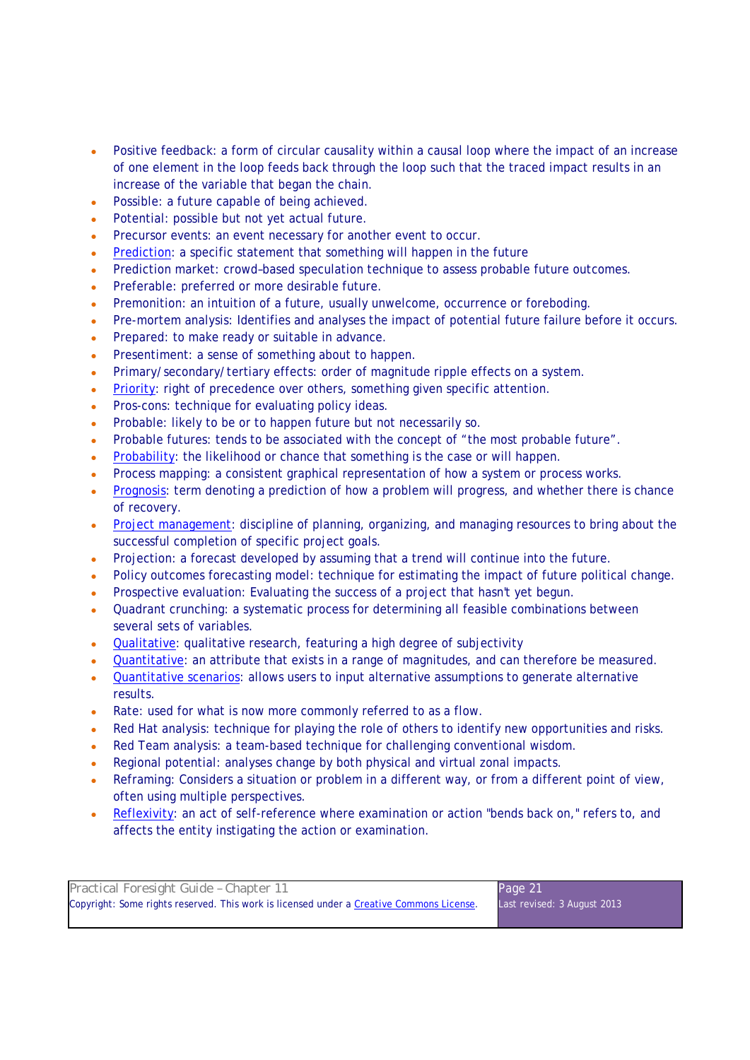- Positive feedback: a form of circular causality within a causal loop where the impact of an increase of one element in the loop feeds back through the loop such that the traced impact results in an increase of the variable that began the chain.
- Possible: a future capable of being achieved.
- Potential: possible but not yet actual future.
- Precursor events: an event necessary for another event to occur.
- Prediction: a specific statement that something will happen in the future
- Prediction market: crowd–based speculation technique to assess probable future outcomes.
- Preferable: preferred or more desirable future.
- Premonition: an intuition of a future, usually unwelcome, occurrence or foreboding.
- Pre-mortem analysis: Identifies and analyses the impact of potential future failure before it occurs.
- Prepared: to make ready or suitable in advance.
- Presentiment: a sense of something about to happen.
- Primary/secondary/tertiary effects: order of magnitude ripple effects on a system.
- Priority: right of precedence over others, something given specific attention.
- Pros-cons: technique for evaluating policy ideas.
- Probable: likely to be or to happen future but not necessarily so.
- Probable futures: tends to be associated with the concept of "the most probable future".
- Probability: the likelihood or chance that something is the case or will happen.
- Process mapping: a consistent graphical representation of how a system or process works.
- Prognosis: term denoting a prediction of how a problem will progress, and whether there is chance of recovery.
- Project management: discipline of planning, organizing, and managing resources to bring about the successful completion of specific project goals.
- Projection: a forecast developed by assuming that a trend will continue into the future.
- Policy outcomes forecasting model: technique for estimating the impact of future political change.
- Prospective evaluation: Evaluating the success of a project that hasn't yet begun.
- Quadrant crunching: a systematic process for determining all feasible combinations between several sets of variables.
- Qualitative: qualitative research, featuring a high degree of subjectivity
- Quantitative: an attribute that exists in a range of magnitudes, and can therefore be measured.
- Quantitative scenarios: allows users to input alternative assumptions to generate alternative results.
- Rate: used for what is now more commonly referred to as a flow.
- Red Hat analysis: technique for playing the role of others to identify new opportunities and risks.
- Red Team analysis: a team-based technique for challenging conventional wisdom.
- Regional potential: analyses change by both physical and virtual zonal impacts.
- Reframing: Considers a situation or problem in a different way, or from a different point of view, often using multiple perspectives.
- Reflexivity: an act of self-reference where examination or action "bends back on," refers to, and affects the entity instigating the action or examination.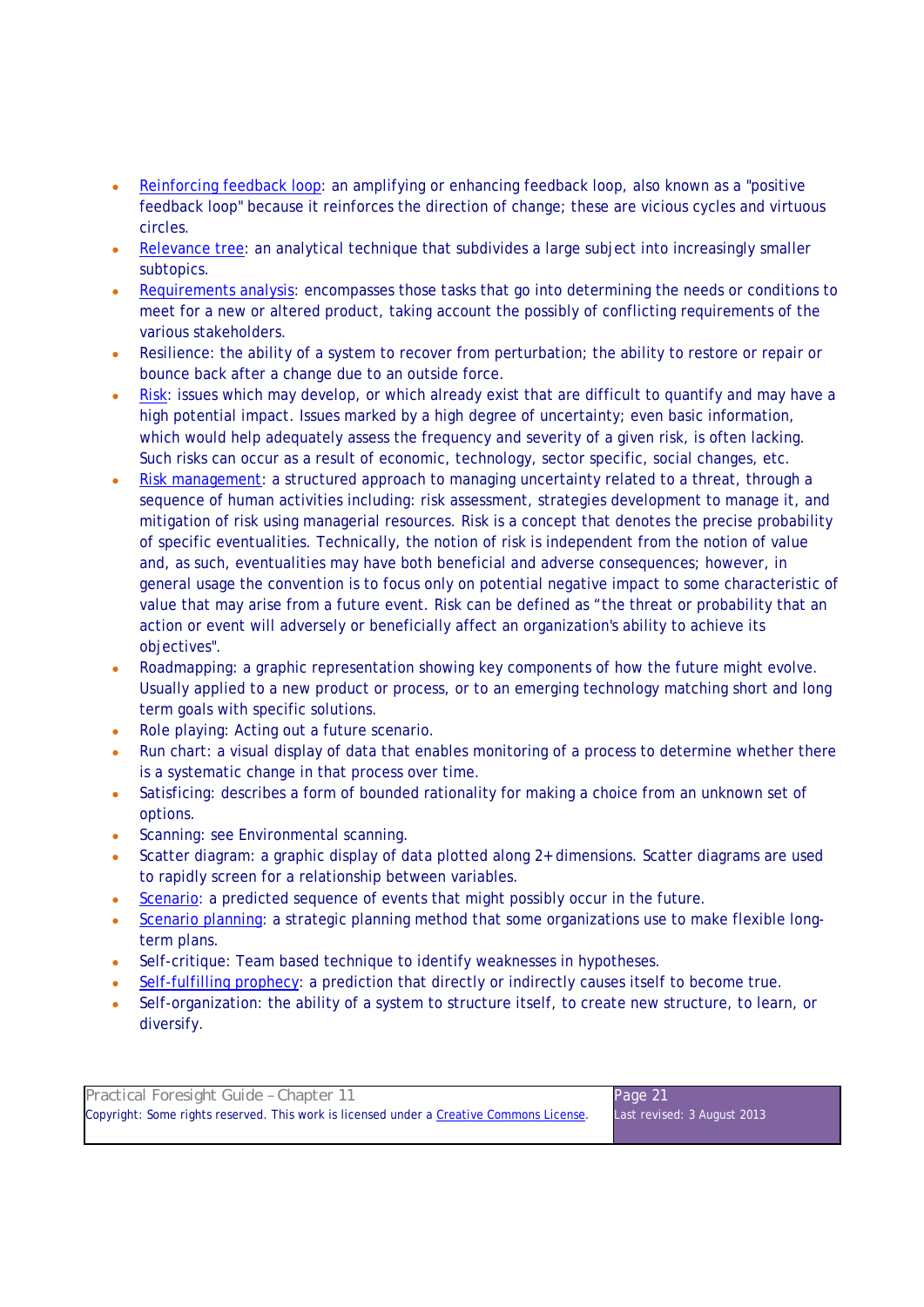- Reinforcing feedback loop: an amplifying or enhancing feedback loop, also known as a "positive feedback loop" because it reinforces the direction of change; these are vicious cycles and virtuous circles.
- Relevance tree: an analytical technique that subdivides a large subject into increasingly smaller subtopics.
- Requirements analysis: encompasses those tasks that go into determining the needs or conditions to meet for a new or altered product, taking account the possibly of conflicting requirements of the various stakeholders.
- Resilience: the ability of a system to recover from perturbation; the ability to restore or repair or bounce back after a change due to an outside force.
- Risk: issues which may develop, or which already exist that are difficult to quantify and may have a high potential impact. Issues marked by a high degree of uncertainty; even basic information, which would help adequately assess the frequency and severity of a given risk, is often lacking. Such risks can occur as a result of economic, technology, sector specific, social changes, etc.
- Risk management: a structured approach to managing uncertainty related to a threat, through a sequence of human activities including: risk assessment, strategies development to manage it, and mitigation of risk using managerial resources. Risk is a concept that denotes the precise probability of specific eventualities. Technically, the notion of risk is independent from the notion of value and, as such, eventualities may have both beneficial and adverse consequences; however, in general usage the convention is to focus only on potential negative impact to some characteristic of value that may arise from a future event. Risk can be defined as "the threat or probability that an action or event will adversely or beneficially affect an organization's ability to achieve its objectives".
- Roadmapping: a graphic representation showing key components of how the future might evolve. Usually applied to a new product or process, or to an emerging technology matching short and long term goals with specific solutions.
- Role playing: Acting out a future scenario.
- Run chart: a visual display of data that enables monitoring of a process to determine whether there is a systematic change in that process over time.
- Satisficing: describes a form of bounded rationality for making a choice from an unknown set of options.
- Scanning: see Environmental scanning.
- Scatter diagram: a graphic display of data plotted along 2+ dimensions. Scatter diagrams are used to rapidly screen for a relationship between variables.
- Scenario: a predicted sequence of events that might possibly occur in the future.
- Scenario planning: a strategic planning method that some organizations use to make flexible long-term plans.
- Self-critique: Team based technique to identify weaknesses in hypotheses.
- Self-fulfilling prophecy: a prediction that directly or indirectly causes itself to become true.
- Self-organization: the ability of a system to structure itself, to create new structure, to learn, or diversify.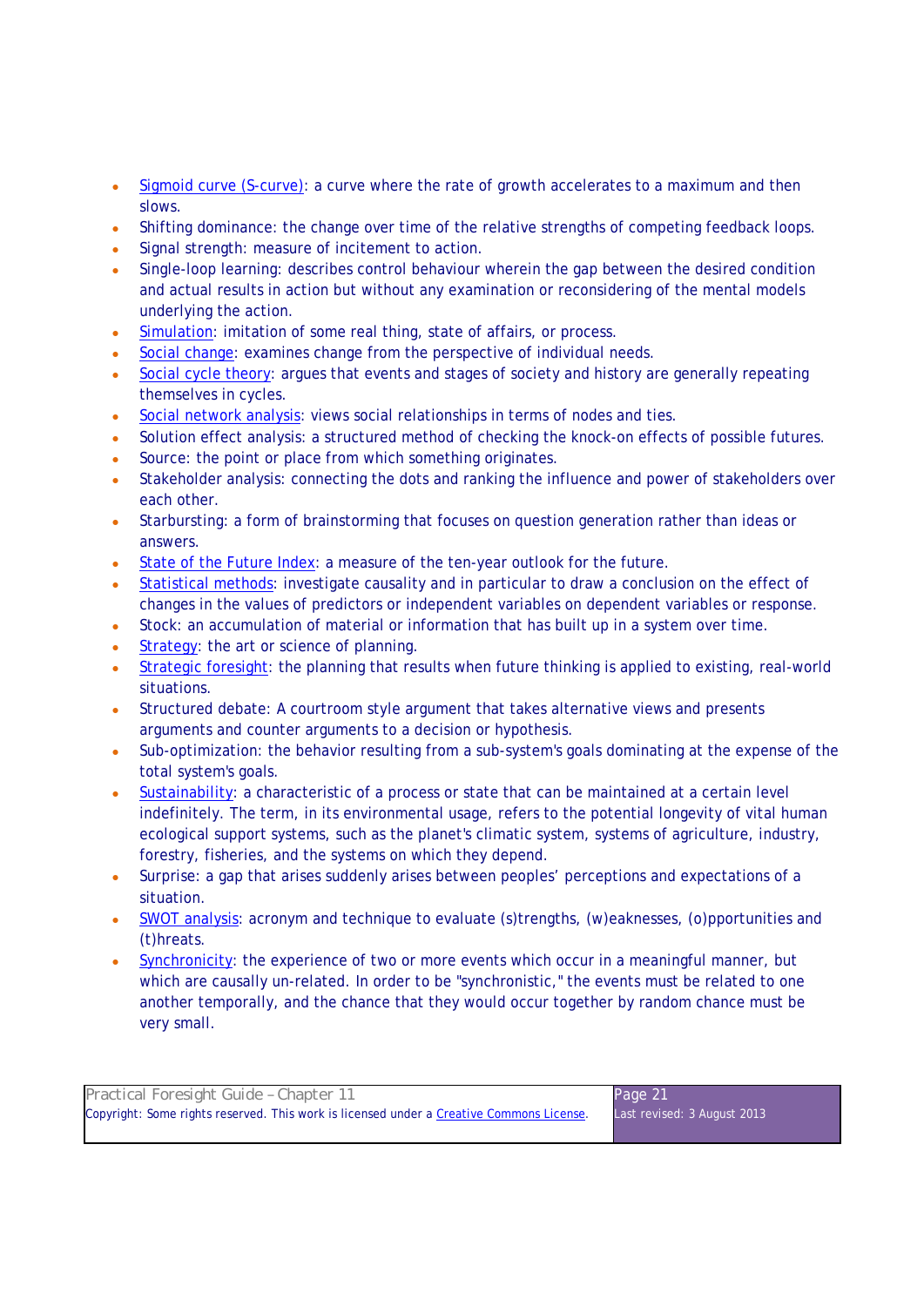- Sigmoid curve (S-curve): a curve where the rate of growth accelerates to a maximum and then slows.
- Shifting dominance: the change over time of the relative strengths of competing feedback loops.
- Signal strength: measure of incitement to action.
- Single-loop learning: describes control behaviour wherein the gap between the desired condition and actual results in action but without any examination or reconsidering of the mental models underlying the action.
- Simulation: imitation of some real thing, state of affairs, or process.
- Social change: examines change from the perspective of individual needs.
- Social cycle theory: argues that events and stages of society and history are generally repeating themselves in cycles.
- Social network analysis: views social relationships in terms of nodes and ties.
- Solution effect analysis: a structured method of checking the knock-on effects of possible futures.
- Source: the point or place from which something originates.
- Stakeholder analysis: connecting the dots and ranking the influence and power of stakeholders over each other.
- Starbursting: a form of brainstorming that focuses on question generation rather than ideas or answers.
- State of the Future Index: a measure of the ten-year outlook for the future.
- Statistical methods: investigate causality and in particular to draw a conclusion on the effect of changes in the values of predictors or independent variables on dependent variables or response.
- Stock: an accumulation of material or information that has built up in a system over time.
- Strategy: the art or science of planning.
- Strategic foresight: the planning that results when future thinking is applied to existing, real-world situations.
- Structured debate: A courtroom style argument that takes alternative views and presents arguments and counter arguments to a decision or hypothesis.
- Sub-optimization: the behavior resulting from a sub-system's goals dominating at the expense of the total system's goals.
- Sustainability: a characteristic of a process or state that can be maintained at a certain level indefinitely. The term, in its environmental usage, refers to the potential longevity of vital human ecological support systems, such as the planet's climatic system, systems of agriculture, industry, forestry, fisheries, and the systems on which they depend.
- Surprise: a gap that arises suddenly arises between peoples' perceptions and expectations of a situation.
- SWOT analysis: acronym and technique to evaluate (s)trengths, (w)eaknesses, (o)pportunities and (t)hreats.
- Synchronicity: the experience of two or more events which occur in a meaningful manner, but which are causally un-related. In order to be "synchronistic," the events must be related to one another temporally, and the chance that they would occur together by random chance must be very small.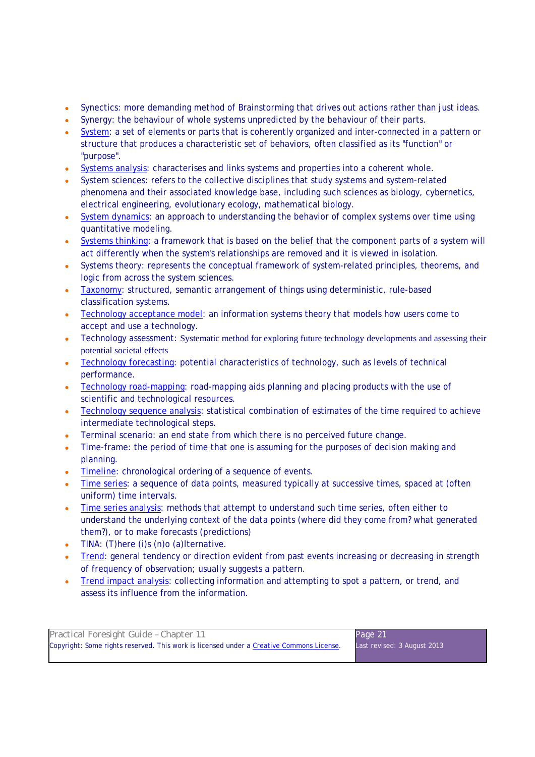- Synectics: more demanding method of Brainstorming that drives out actions rather than just ideas.
- Synergy: the behaviour of whole systems unpredicted by the behaviour of their parts.
- System: a set of elements or parts that is coherently organized and inter-connected in a pattern or structure that produces a characteristic set of behaviors, often classified as its "function" or "purpose".
- Systems analysis: characterises and links systems and properties into a coherent whole.
- System sciences: refers to the collective disciplines that study systems and system-related phenomena and their associated knowledge base, including such sciences as biology, cybernetics, electrical engineering, evolutionary ecology, mathematical biology.
- System dynamics: an approach to understanding the behavior of complex systems over time using quantitative modeling.
- Systems thinking: a framework that is based on the belief that the component parts of a system will act differently when the system's relationships are removed and it is viewed in isolation.
- Systems theory: represents the conceptual framework of system-related principles, theorems, and logic from across the system sciences.
- Taxonomy: structured, semantic arrangement of things using deterministic, rule-based classification systems.
- Technology acceptance model: an information systems theory that models how users come to accept and use a technology.
- Technology assessment: Systematic method for exploring future technology developments and assessing their potential societal effects
- Technology forecasting: potential characteristics of technology, such as levels of technical performance.
- Technology road-mapping: road-mapping aids planning and placing products with the use of scientific and technological resources.
- Technology sequence analysis: statistical combination of estimates of the time required to achieve intermediate technological steps.
- Terminal scenario: an end state from which there is no perceived future change.
- Time-frame: the period of time that one is assuming for the purposes of decision making and planning.
- Timeline: chronological ordering of a sequence of events.
- Time series: a sequence of data points, measured typically at successive times, spaced at (often uniform) time intervals.
- Time series analysis: methods that attempt to understand such time series, often either to understand the underlying context of the data points (where did they come from? what generated them?), or to make forecasts (predictions)
- TINA: (T)here (i)s (n)o (a)lternative.
- Trend: general tendency or direction evident from past events increasing or decreasing in strength of frequency of observation; usually suggests a pattern.
- Trend impact analysis: collecting information and attempting to spot a pattern, or trend, and assess its influence from the information.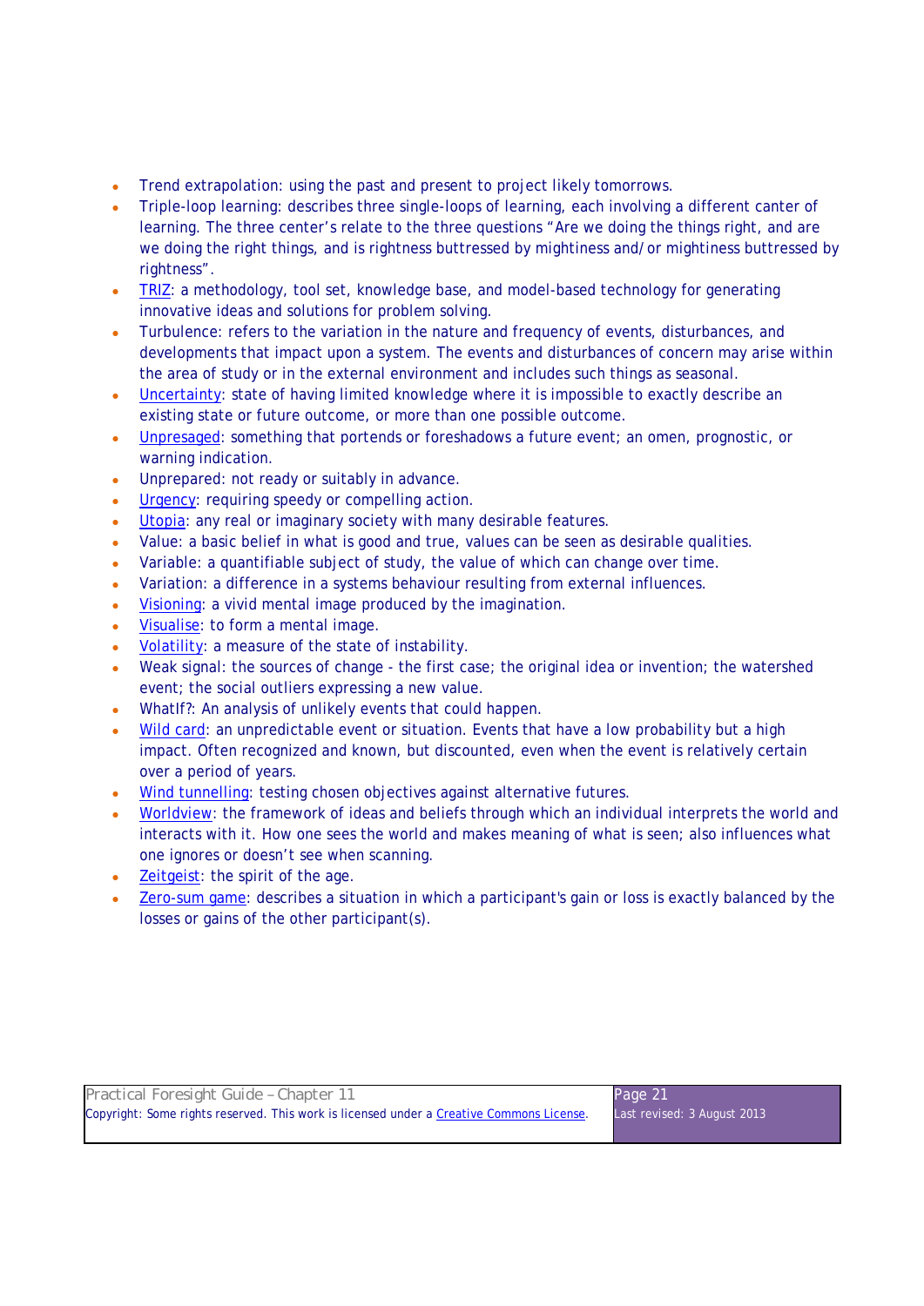- Trend extrapolation: using the past and present to project likely tomorrows.
- Triple-loop learning: describes three single-loops of learning, each involving a different canter of learning. The three center's relate to the three questions "Are we doing the things right, and are we doing the right things, and is rightness buttressed by mightiness and/or mightiness buttressed by rightness".
- TRIZ: a methodology, tool set, knowledge base, and model-based technology for generating innovative ideas and solutions for problem solving.
- Turbulence: refers to the variation in the nature and frequency of events, disturbances, and developments that impact upon a system. The events and disturbances of concern may arise within the area of study or in the external environment and includes such things as seasonal.
- Uncertainty: state of having limited knowledge where it is impossible to exactly describe an existing state or future outcome, or more than one possible outcome.
- Unpresaged: something that portends or foreshadows a future event; an omen, prognostic, or warning indication.
- Unprepared: not ready or suitably in advance.
- Urgency: requiring speedy or compelling action.
- Utopia: any real or imaginary society with many desirable features.
- Value: a basic belief in what is good and true, values can be seen as desirable qualities.
- Variable: a quantifiable subject of study, the value of which can change over time.
- Variation: a difference in a systems behaviour resulting from external influences.
- Visioning: a vivid mental image produced by the imagination.
- Visualise: to form a mental image.
- Volatility: a measure of the state of instability.
- Weak signal: the sources of change - the first case; the original idea or invention; the watershed event; the social outliers expressing a new value.
- WhatIf?: An analysis of unlikely events that could happen.
- Wild card: an unpredictable event or situation. Events that have a low probability but a high impact. Often recognized and known, but discounted, even when the event is relatively certain over a period of years.
- Wind tunnelling: testing chosen objectives against alternative futures.
- Worldview: the framework of ideas and beliefs through which an individual interprets the world and interacts with it. How one sees the world and makes meaning of what is seen; also influences what one ignores or doesn't see when scanning.
- Zeitgeist: the spirit of the age.
- Zero-sum game: describes a situation in which a participant's gain or loss is exactly balanced by the losses or gains of the other participant(s).